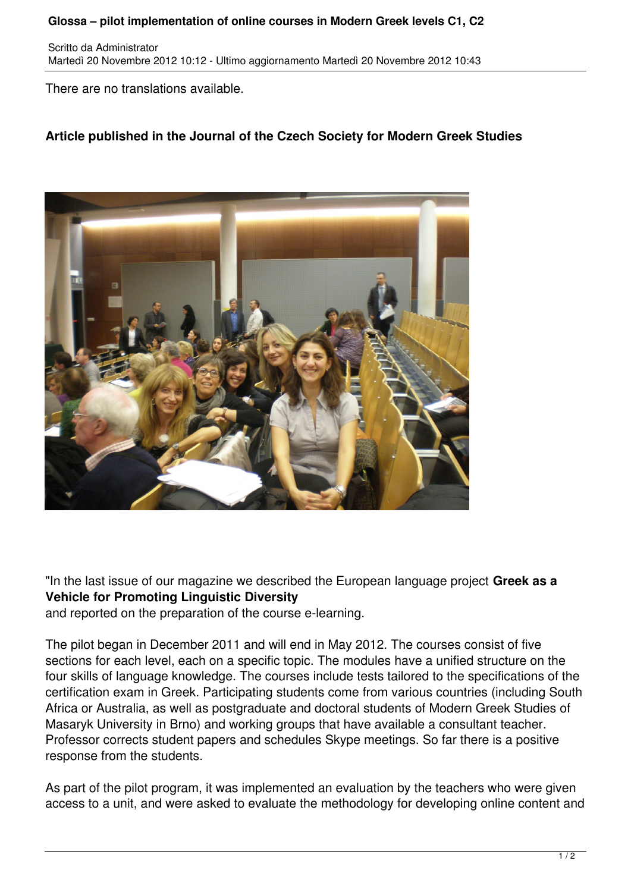# Glossa – pilot implementation of online courses in Modern Greek levels C1, C2

Scritto da Administrator
Martedì 20 Novembre 2012 10:12 - Ultimo aggiornamento Martedì 20 Novembre 2012 10:43

There are no translations available.

**Article published in the Journal of the Czech Society for Modern Greek Studies**

"In the last issue of our magazine we described the European language project **Greek as a Vehicle for Promoting Linguistic Diversity** and reported on the preparation of the course e-learning.

The pilot began in December 2011 and will end in May 2012. The courses consist of five sections for each level, each on a specific topic. The modules have a unified structure on the four skills of language knowledge. The courses include tests tailored to the specifications of the certification exam in Greek. Participating students come from various countries (including South Africa or Australia, as well as postgraduate and doctoral students of Modern Greek Studies of Masaryk University in Brno) and working groups that have available a consultant teacher. Professor corrects student papers and schedules Skype meetings. So far there is a positive response from the students.

As part of the pilot program, it was implemented an evaluation by the teachers who were given access to a unit, and were asked to evaluate the methodology for developing online content and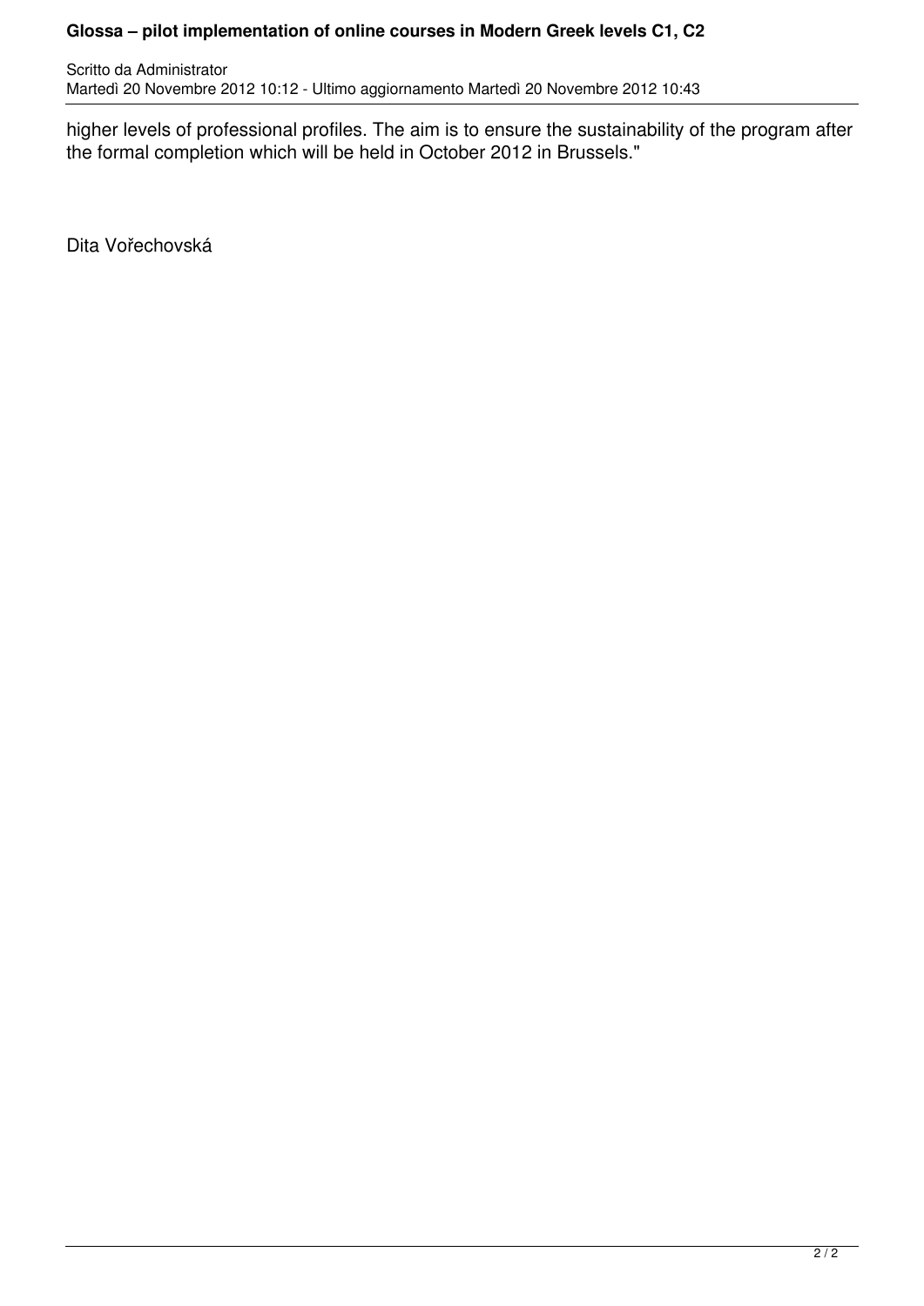higher levels of professional profiles. The aim is to ensure the sustainability of the program after the formal completion which will be held in October 2012 in Brussels."

Dita Vořechovská